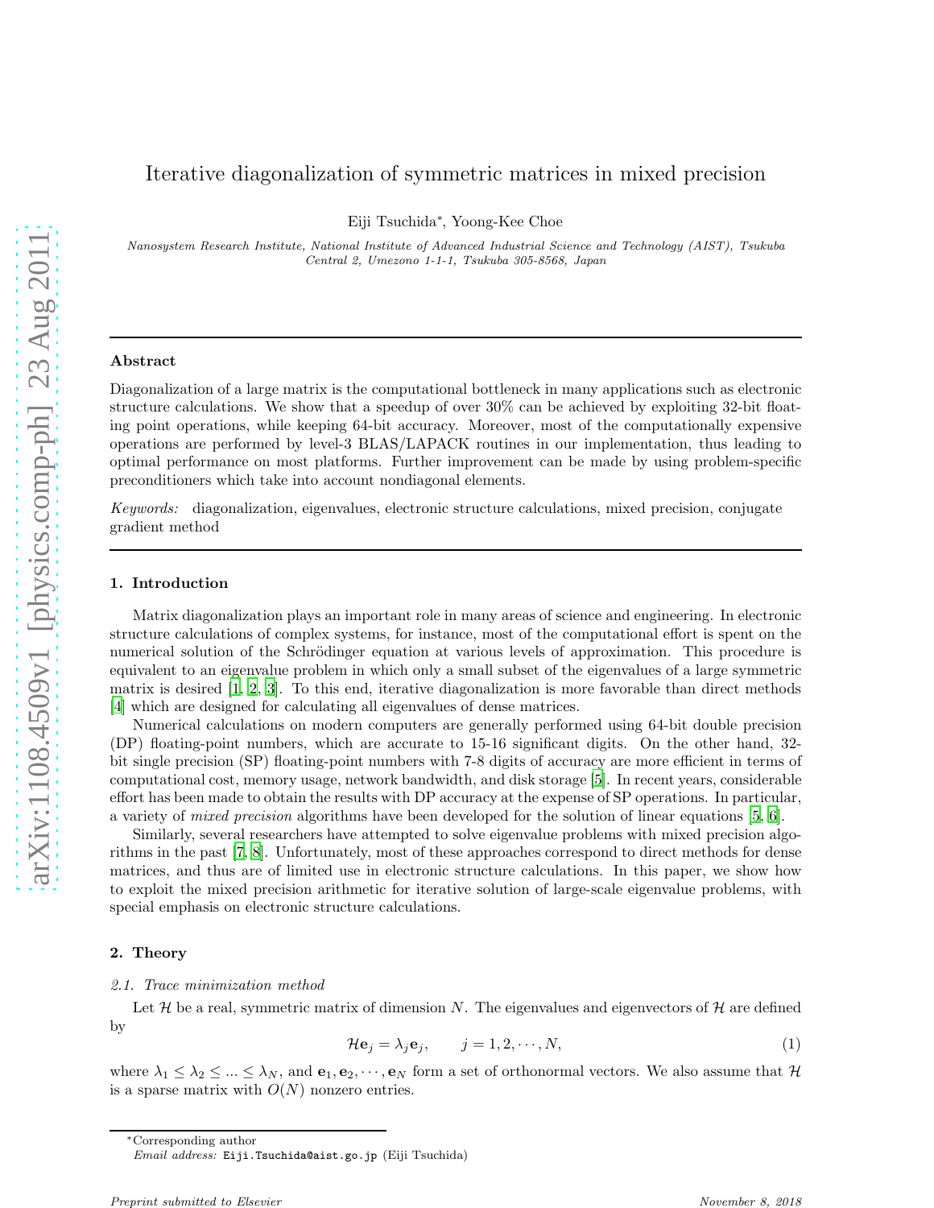# Iterative diagonalization of symmetric matrices in mixed precision

Eiji Tsuchida*, Yoong-Kee Choe

*Nanosystem Research Institute, National Institute of Advanced Industrial Science and Technology (AIST), Tsukuba Central 2, Umezono 1-1-1, Tsukuba 305-8568, Japan*

---

### Abstract

Diagonalization of a large matrix is the computational bottleneck in many applications such as electronic structure calculations. We show that a speedup of over 30% can be achieved by exploiting 32-bit floating point operations, while keeping 64-bit accuracy. Moreover, most of the computationally expensive operations are performed by level-3 BLAS/LAPACK routines in our implementation, thus leading to optimal performance on most platforms. Further improvement can be made by using problem-specific preconditioners which take into account nondiagonal elements.

*Keywords:* diagonalization, eigenvalues, electronic structure calculations, mixed precision, conjugate gradient method

---

## 1. Introduction

Matrix diagonalization plays an important role in many areas of science and engineering. In electronic structure calculations of complex systems, for instance, most of the computational effort is spent on the numerical solution of the Schrödinger equation at various levels of approximation. This procedure is equivalent to an eigenvalue problem in which only a small subset of the eigenvalues of a large symmetric matrix is desired [1, 2, 3]. To this end, iterative diagonalization is more favorable than direct methods [4] which are designed for calculating all eigenvalues of dense matrices.

Numerical calculations on modern computers are generally performed using 64-bit double precision (DP) floating-point numbers, which are accurate to 15-16 significant digits. On the other hand, 32-bit single precision (SP) floating-point numbers with 7-8 digits of accuracy are more efficient in terms of computational cost, memory usage, network bandwidth, and disk storage [5]. In recent years, considerable effort has been made to obtain the results with DP accuracy at the expense of SP operations. In particular, a variety of *mixed precision* algorithms have been developed for the solution of linear equations [5, 6].

Similarly, several researchers have attempted to solve eigenvalue problems with mixed precision algorithms in the past [7, 8]. Unfortunately, most of these approaches correspond to direct methods for dense matrices, and thus are of limited use in electronic structure calculations. In this paper, we show how to exploit the mixed precision arithmetic for iterative solution of large-scale eigenvalue problems, with special emphasis on electronic structure calculations.

## 2. Theory

### 2.1. Trace minimization method

Let $\mathcal{H}$ be a real, symmetric matrix of dimension $N$. The eigenvalues and eigenvectors of $\mathcal{H}$ are defined by

$$\mathcal{H}\mathbf{e}_j = \lambda_j \mathbf{e}_j, \qquad j = 1, 2, \cdots, N, \tag{1}$$

where $\lambda_1 \leq \lambda_2 \leq ... \leq \lambda_N$, and $\mathbf{e}_1, \mathbf{e}_2, \cdots, \mathbf{e}_N$ form a set of orthonormal vectors. We also assume that $\mathcal{H}$ is a sparse matrix with $O(N)$ nonzero entries.

---

*Corresponding author
*Email address:* Eiji.Tsuchida@aist.go.jp (Eiji Tsuchida)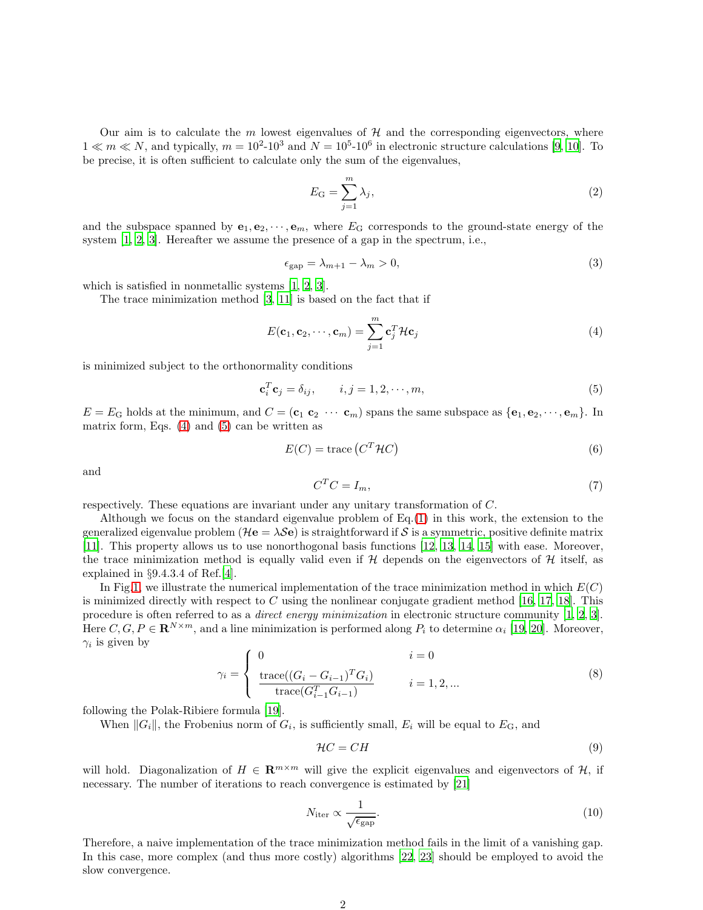Our aim is to calculate the $m$ lowest eigenvalues of $\mathcal{H}$ and the corresponding eigenvectors, where $1 \ll m \ll N$, and typically, $m = 10^2$-$10^3$ and $N = 10^5$-$10^6$ in electronic structure calculations [9, 10]. To be precise, it is often sufficient to calculate only the sum of the eigenvalues,

$$E_{\mathrm{G}} = \sum_{j=1}^{m} \lambda_j, \tag{2}$$

and the subspace spanned by $\mathbf{e}_1, \mathbf{e}_2, \cdots, \mathbf{e}_m$, where $E_{\mathrm{G}}$ corresponds to the ground-state energy of the system [1, 2, 3]. Hereafter we assume the presence of a gap in the spectrum, i.e.,

$$\epsilon_{\mathrm{gap}} = \lambda_{m+1} - \lambda_m > 0, \tag{3}$$

which is satisfied in nonmetallic systems [1, 2, 3].

The trace minimization method [3, 11] is based on the fact that if

$$E(\mathbf{c}_1, \mathbf{c}_2, \cdots, \mathbf{c}_m) = \sum_{j=1}^{m} \mathbf{c}_j^T \mathcal{H} \mathbf{c}_j \tag{4}$$

is minimized subject to the orthonormality conditions

$$\mathbf{c}_i^T \mathbf{c}_j = \delta_{ij}, \qquad i, j = 1, 2, \cdots, m, \tag{5}$$

$E = E_{\mathrm{G}}$ holds at the minimum, and $C = (\mathbf{c}_1\ \mathbf{c}_2\ \cdots\ \mathbf{c}_m)$ spans the same subspace as $\{\mathbf{e}_1, \mathbf{e}_2, \cdots, \mathbf{e}_m\}$. In matrix form, Eqs. (4) and (5) can be written as

$$E(C) = \mathrm{trace}\left(C^T \mathcal{H} C\right) \tag{6}$$

and

$$C^T C = I_m, \tag{7}$$

respectively. These equations are invariant under any unitary transformation of $C$.

Although we focus on the standard eigenvalue problem of Eq.(1) in this work, the extension to the generalized eigenvalue problem ($\mathcal{H}\mathbf{e} = \lambda \mathcal{S} \mathbf{e}$) is straightforward if $\mathcal{S}$ is a symmetric, positive definite matrix [11]. This property allows us to use nonorthogonal basis functions [12, 13, 14, 15] with ease. Moreover, the trace minimization method is equally valid even if $\mathcal{H}$ depends on the eigenvectors of $\mathcal{H}$ itself, as explained in §9.4.3.4 of Ref.[4].

In Fig.1, we illustrate the numerical implementation of the trace minimization method in which $E(C)$ is minimized directly with respect to $C$ using the nonlinear conjugate gradient method [16, 17, 18]. This procedure is often referred to as a *direct energy minimization* in electronic structure community [1, 2, 3]. Here $C, G, P \in \mathbf{R}^{N \times m}$, and a line minimization is performed along $P_i$ to determine $\alpha_i$ [19, 20]. Moreover, $\gamma_i$ is given by

$$\gamma_i = \begin{cases} 0 & i = 0 \\ \dfrac{\mathrm{trace}((G_i - G_{i-1})^T G_i)}{\mathrm{trace}(G_{i-1}^T G_{i-1})} & i = 1, 2, \ldots \end{cases} \tag{8}$$

following the Polak-Ribiere formula [19].

When $\|G_i\|$, the Frobenius norm of $G_i$, is sufficiently small, $E_i$ will be equal to $E_{\mathrm{G}}$, and

$$\mathcal{H} C = C H \tag{9}$$

will hold. Diagonalization of $H \in \mathbf{R}^{m \times m}$ will give the explicit eigenvalues and eigenvectors of $\mathcal{H}$, if necessary. The number of iterations to reach convergence is estimated by [21]

$$N_{\mathrm{iter}} \propto \frac{1}{\sqrt{\epsilon_{\mathrm{gap}}}}. \tag{10}$$

Therefore, a naive implementation of the trace minimization method fails in the limit of a vanishing gap. In this case, more complex (and thus more costly) algorithms [22, 23] should be employed to avoid the slow convergence.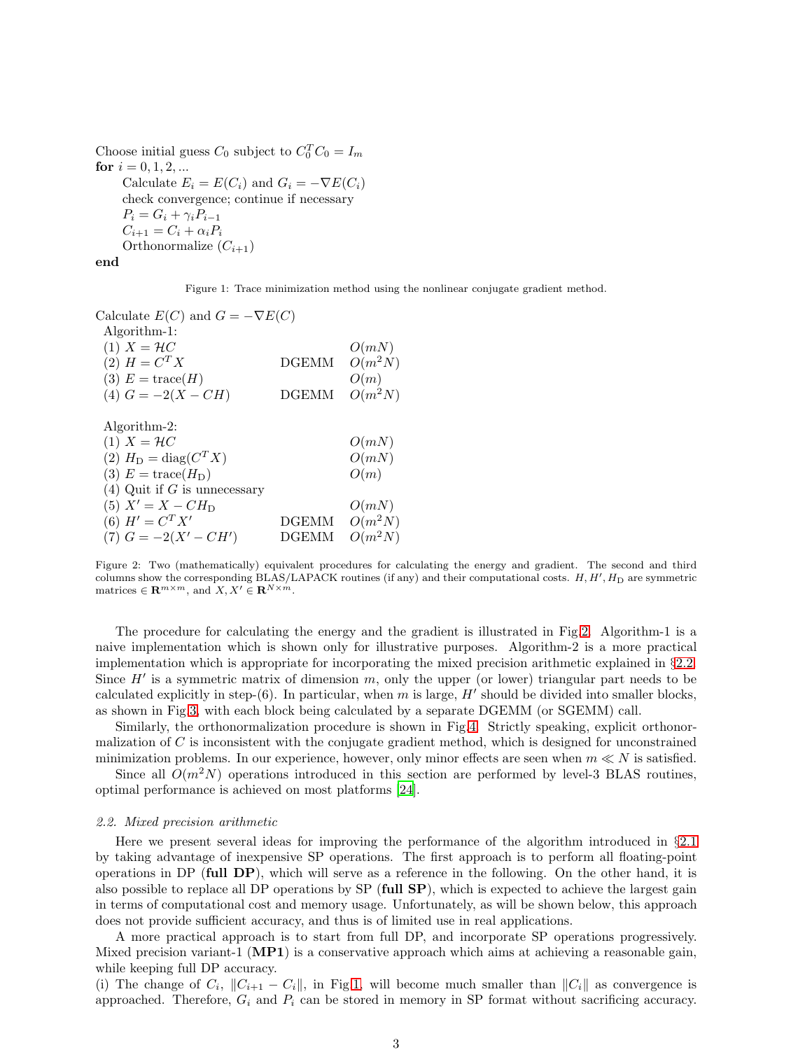Choose initial guess $C_0$ subject to $C_0^T C_0 = I_m$
**for** $i = 0, 1, 2, ...$
    Calculate $E_i = E(C_i)$ and $G_i = -\nabla E(C_i)$
    check convergence; continue if necessary
    $P_i = G_i + \gamma_i P_{i-1}$
    $C_{i+1} = C_i + \alpha_i P_i$
    Orthonormalize $(C_{i+1})$
**end**

Figure 1: Trace minimization method using the nonlinear conjugate gradient method.

Calculate $E(C)$ and $G = -\nabla E(C)$

Algorithm-1:

| Step | Routine | Cost |
|---|---|---|
| (1) $X = \mathcal{H}C$ | | $O(mN)$ |
| (2) $H = C^T X$ | DGEMM | $O(m^2N)$ |
| (3) $E = \mathrm{trace}(H)$ | | $O(m)$ |
| (4) $G = -2(X - CH)$ | DGEMM | $O(m^2N)$ |

Algorithm-2:

| Step | Routine | Cost |
|---|---|---|
| (1) $X = \mathcal{H}C$ | | $O(mN)$ |
| (2) $H_\mathrm{D} = \mathrm{diag}(C^T X)$ | | $O(mN)$ |
| (3) $E = \mathrm{trace}(H_\mathrm{D})$ | | $O(m)$ |
| (4) Quit if $G$ is unnecessary | | |
| (5) $X' = X - CH_\mathrm{D}$ | | $O(mN)$ |
| (6) $H' = C^T X'$ | DGEMM | $O(m^2N)$ |
| (7) $G = -2(X' - CH')$ | DGEMM | $O(m^2N)$ |

Figure 2: Two (mathematically) equivalent procedures for calculating the energy and gradient. The second and third columns show the corresponding BLAS/LAPACK routines (if any) and their computational costs. $H, H', H_\mathrm{D}$ are symmetric matrices $\in \mathbf{R}^{m\times m}$, and $X, X' \in \mathbf{R}^{N\times m}$.

The procedure for calculating the energy and the gradient is illustrated in Fig.2. Algorithm-1 is a naive implementation which is shown only for illustrative purposes. Algorithm-2 is a more practical implementation which is appropriate for incorporating the mixed precision arithmetic explained in §2.2. Since $H'$ is a symmetric matrix of dimension $m$, only the upper (or lower) triangular part needs to be calculated explicitly in step-(6). In particular, when $m$ is large, $H'$ should be divided into smaller blocks, as shown in Fig.3, with each block being calculated by a separate DGEMM (or SGEMM) call.

Similarly, the orthonormalization procedure is shown in Fig.4. Strictly speaking, explicit orthonormalization of $C$ is inconsistent with the conjugate gradient method, which is designed for unconstrained minimization problems. In our experience, however, only minor effects are seen when $m \ll N$ is satisfied.

Since all $O(m^2N)$ operations introduced in this section are performed by level-3 BLAS routines, optimal performance is achieved on most platforms [24].

### 2.2. Mixed precision arithmetic

Here we present several ideas for improving the performance of the algorithm introduced in §2.1 by taking advantage of inexpensive SP operations. The first approach is to perform all floating-point operations in DP (**full DP**), which will serve as a reference in the following. On the other hand, it is also possible to replace all DP operations by SP (**full SP**), which is expected to achieve the largest gain in terms of computational cost and memory usage. Unfortunately, as will be shown below, this approach does not provide sufficient accuracy, and thus is of limited use in real applications.

A more practical approach is to start from full DP, and incorporate SP operations progressively. Mixed precision variant-1 (**MP1**) is a conservative approach which aims at achieving a reasonable gain, while keeping full DP accuracy.

(i) The change of $C_i$, $\|C_{i+1} - C_i\|$, in Fig.1, will become much smaller than $\|C_i\|$ as convergence is approached. Therefore, $G_i$ and $P_i$ can be stored in memory in SP format without sacrificing accuracy.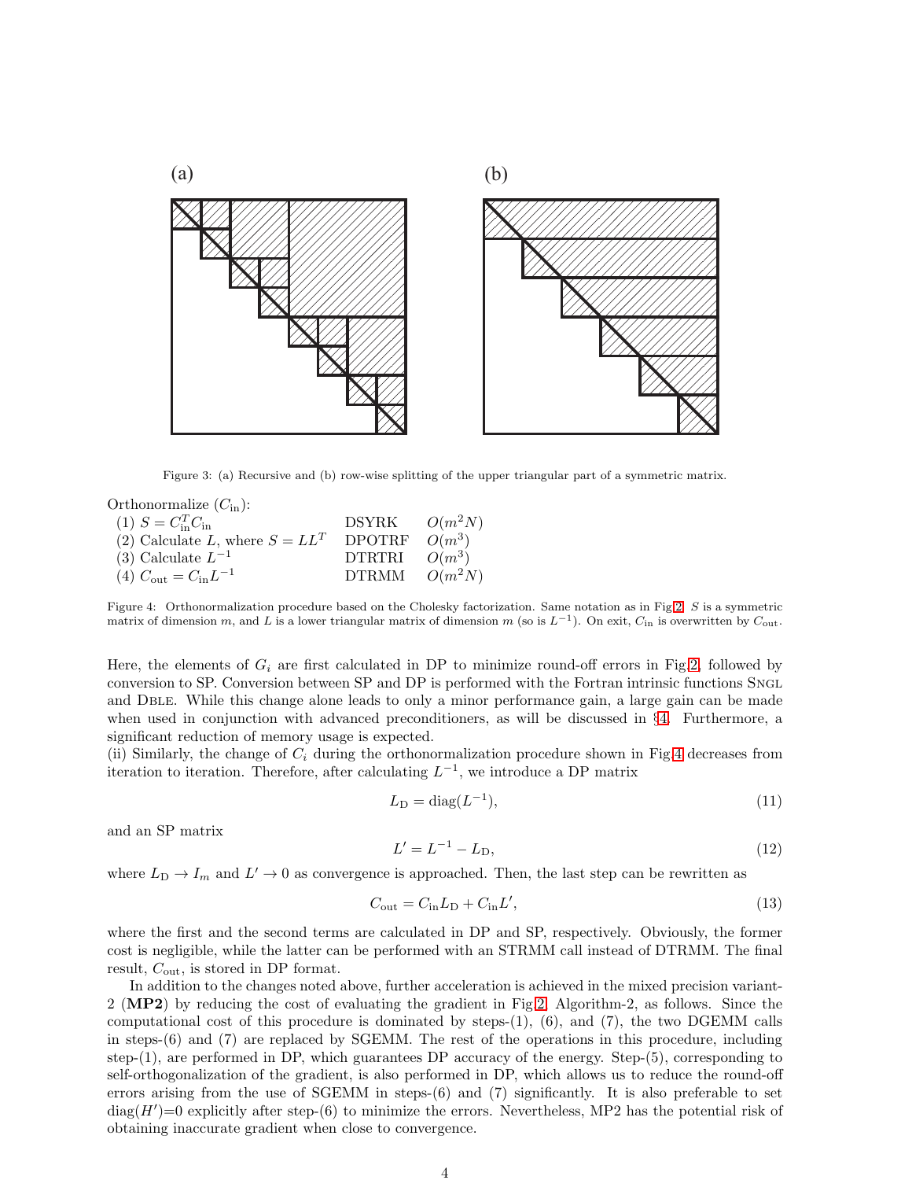(a) (b)

Figure 3: (a) Recursive and (b) row-wise splitting of the upper triangular part of a symmetric matrix.

Orthonormalize ($C_{\rm in}$):

| Step | Routine | Cost |
|---|---|---|
| (1) $S = C_{\rm in}^T C_{\rm in}$ | DSYRK | $O(m^2N)$ |
| (2) Calculate $L$, where $S = LL^T$ | DPOTRF | $O(m^3)$ |
| (3) Calculate $L^{-1}$ | DTRTRI | $O(m^3)$ |
| (4) $C_{\rm out} = C_{\rm in}L^{-1}$ | DTRMM | $O(m^2N)$ |

Figure 4: Orthonormalization procedure based on the Cholesky factorization. Same notation as in Fig.2. $S$ is a symmetric matrix of dimension $m$, and $L$ is a lower triangular matrix of dimension $m$ (so is $L^{-1}$). On exit, $C_{\rm in}$ is overwritten by $C_{\rm out}$.

Here, the elements of $G_i$ are first calculated in DP to minimize round-off errors in Fig.2, followed by conversion to SP. Conversion between SP and DP is performed with the Fortran intrinsic functions Sngl and Dble. While this change alone leads to only a minor performance gain, a large gain can be made when used in conjunction with advanced preconditioners, as will be discussed in §4. Furthermore, a significant reduction of memory usage is expected.

(ii) Similarly, the change of $C_i$ during the orthonormalization procedure shown in Fig.4 decreases from iteration to iteration. Therefore, after calculating $L^{-1}$, we introduce a DP matrix

$$L_{\rm D} = {\rm diag}(L^{-1}), \tag{11}$$

and an SP matrix

$$L' = L^{-1} - L_{\rm D}, \tag{12}$$

where $L_{\rm D} \to I_m$ and $L' \to 0$ as convergence is approached. Then, the last step can be rewritten as

$$C_{\rm out} = C_{\rm in}L_{\rm D} + C_{\rm in}L', \tag{13}$$

where the first and the second terms are calculated in DP and SP, respectively. Obviously, the former cost is negligible, while the latter can be performed with an STRMM call instead of DTRMM. The final result, $C_{\rm out}$, is stored in DP format.

In addition to the changes noted above, further acceleration is achieved in the mixed precision variant-2 (**MP2**) by reducing the cost of evaluating the gradient in Fig.2, Algorithm-2, as follows. Since the computational cost of this procedure is dominated by steps-(1), (6), and (7), the two DGEMM calls in steps-(6) and (7) are replaced by SGEMM. The rest of the operations in this procedure, including step-(1), are performed in DP, which guarantees DP accuracy of the energy. Step-(5), corresponding to self-orthogonalization of the gradient, is also performed in DP, which allows us to reduce the round-off errors arising from the use of SGEMM in steps-(6) and (7) significantly. It is also preferable to set diag($H'$)=0 explicitly after step-(6) to minimize the errors. Nevertheless, MP2 has the potential risk of obtaining inaccurate gradient when close to convergence.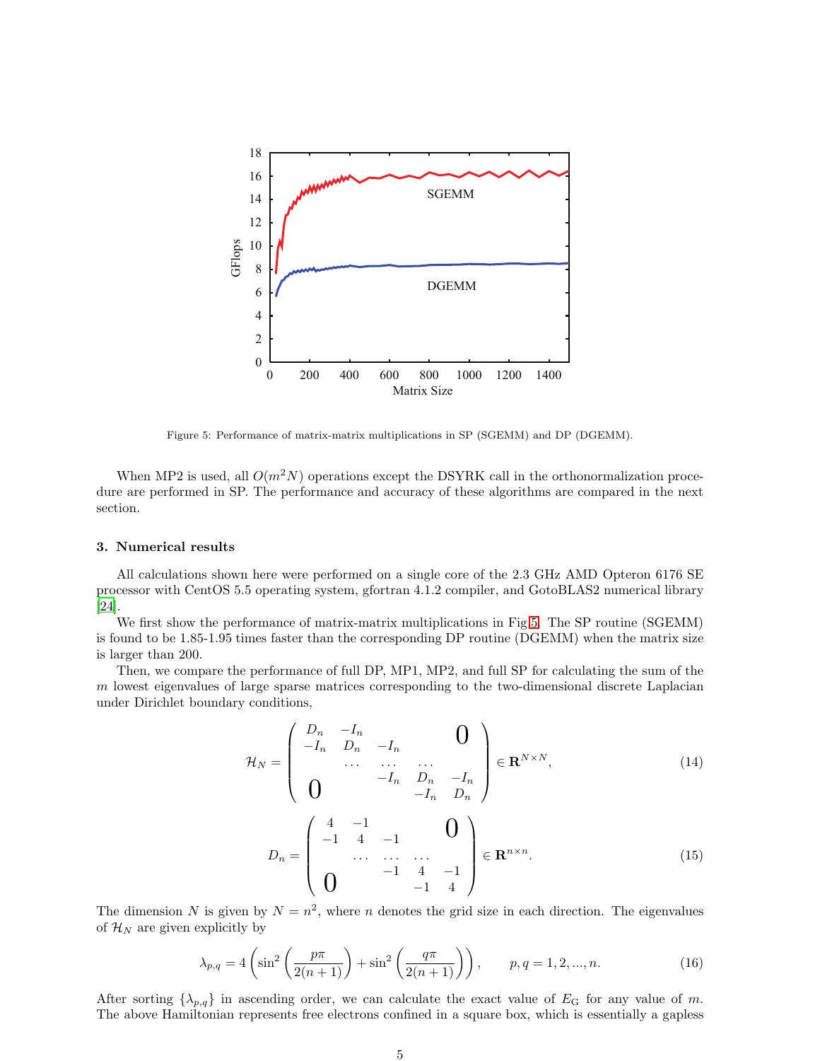Figure 5: Performance of matrix-matrix multiplications in SP (SGEMM) and DP (DGEMM).

When MP2 is used, all $O(m^2N)$ operations except the DSYRK call in the orthonormalization procedure are performed in SP. The performance and accuracy of these algorithms are compared in the next section.

### 3. Numerical results

All calculations shown here were performed on a single core of the 2.3 GHz AMD Opteron 6176 SE processor with CentOS 5.5 operating system, gfortran 4.1.2 compiler, and GotoBLAS2 numerical library [24].

We first show the performance of matrix-matrix multiplications in Fig 5. The SP routine (SGEMM) is found to be 1.85-1.95 times faster than the corresponding DP routine (DGEMM) when the matrix size is larger than 200.

Then, we compare the performance of full DP, MP1, MP2, and full SP for calculating the sum of the $m$ lowest eigenvalues of large sparse matrices corresponding to the two-dimensional discrete Laplacian under Dirichlet boundary conditions,

$$
\mathcal{H}_N = \begin{pmatrix} D_n & -I_n & & & \mathbf{0} \\ -I_n & D_n & -I_n & & \\ & \cdots & \cdots & \cdots & \\ & & -I_n & D_n & -I_n \\ \mathbf{0} & & & -I_n & D_n \end{pmatrix} \in \mathbf{R}^{N \times N}, \tag{14}
$$

$$
D_n = \begin{pmatrix} 4 & -1 & & & \mathbf{0} \\ -1 & 4 & -1 & & \\ & \cdots & \cdots & \cdots & \\ & & -1 & 4 & -1 \\ \mathbf{0} & & & -1 & 4 \end{pmatrix} \in \mathbf{R}^{n \times n}. \tag{15}
$$

The dimension $N$ is given by $N = n^2$, where $n$ denotes the grid size in each direction. The eigenvalues of $\mathcal{H}_N$ are given explicitly by

$$
\lambda_{p,q} = 4\left(\sin^2\left(\frac{p\pi}{2(n+1)}\right) + \sin^2\left(\frac{q\pi}{2(n+1)}\right)\right), \qquad p, q = 1, 2, ..., n. \tag{16}
$$

After sorting $\{\lambda_{p,q}\}$ in ascending order, we can calculate the exact value of $E_{\rm G}$ for any value of $m$. The above Hamiltonian represents free electrons confined in a square box, which is essentially a gapless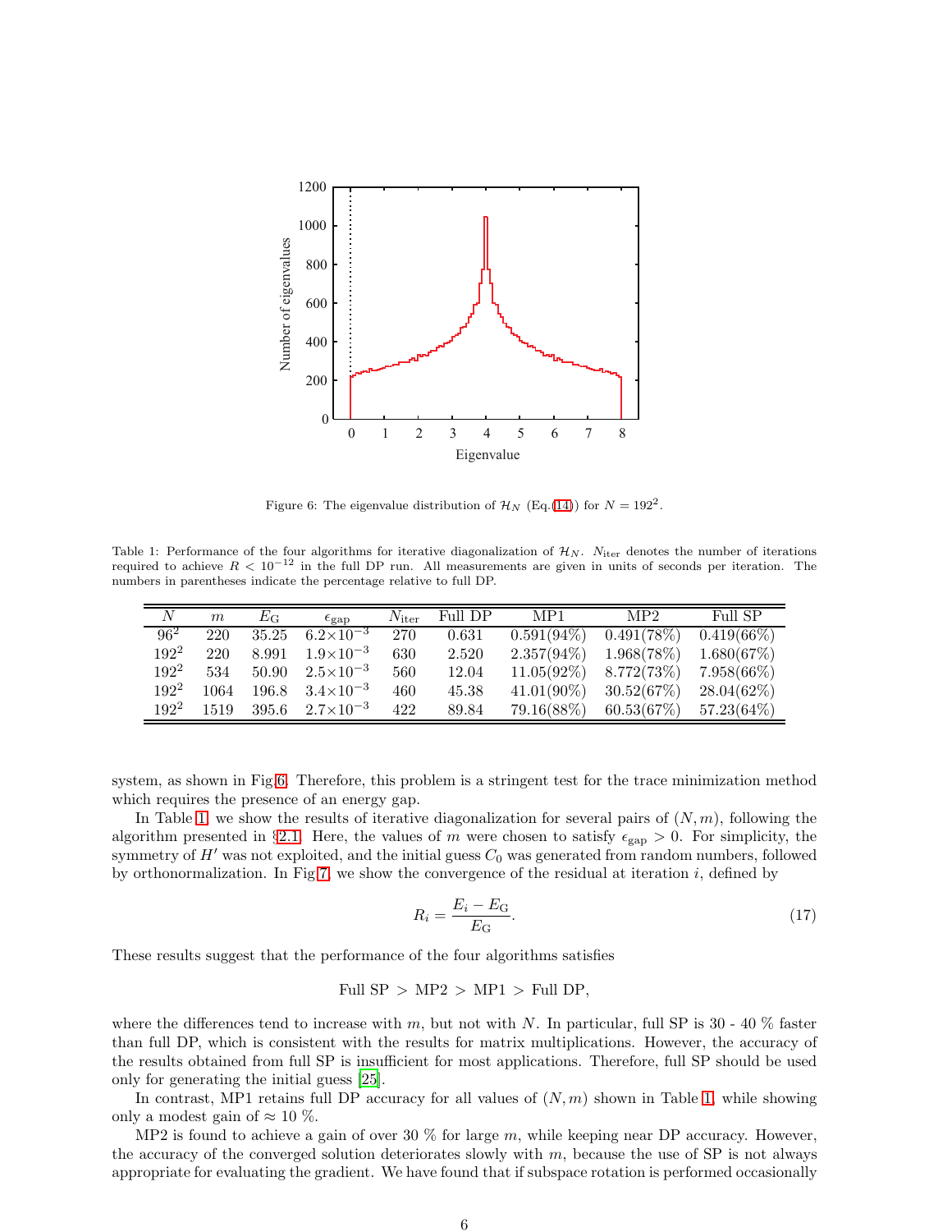Figure 6: The eigenvalue distribution of $\mathcal{H}_N$ (Eq.(14)) for $N = 192^2$.

Table 1: Performance of the four algorithms for iterative diagonalization of $\mathcal{H}_N$. $N_{\rm iter}$ denotes the number of iterations required to achieve $R < 10^{-12}$ in the full DP run. All measurements are given in units of seconds per iteration. The numbers in parentheses indicate the percentage relative to full DP.

| $N$ | $m$ | $E_{\rm G}$ | $\epsilon_{\rm gap}$ | $N_{\rm iter}$ | Full DP | MP1 | MP2 | Full SP |
|---|---|---|---|---|---|---|---|---|
| $96^2$ | 220 | 35.25 | $6.2\times10^{-3}$ | 270 | 0.631 | 0.591(94%) | 0.491(78%) | 0.419(66%) |
| $192^2$ | 220 | 8.991 | $1.9\times10^{-3}$ | 630 | 2.520 | 2.357(94%) | 1.968(78%) | 1.680(67%) |
| $192^2$ | 534 | 50.90 | $2.5\times10^{-3}$ | 560 | 12.04 | 11.05(92%) | 8.772(73%) | 7.958(66%) |
| $192^2$ | 1064 | 196.8 | $3.4\times10^{-3}$ | 460 | 45.38 | 41.01(90%) | 30.52(67%) | 28.04(62%) |
| $192^2$ | 1519 | 395.6 | $2.7\times10^{-3}$ | 422 | 89.84 | 79.16(88%) | 60.53(67%) | 57.23(64%) |

system, as shown in Fig.6. Therefore, this problem is a stringent test for the trace minimization method which requires the presence of an energy gap.

In Table 1, we show the results of iterative diagonalization for several pairs of $(N, m)$, following the algorithm presented in §2.1. Here, the values of $m$ were chosen to satisfy $\epsilon_{\rm gap} > 0$. For simplicity, the symmetry of $H'$ was not exploited, and the initial guess $C_0$ was generated from random numbers, followed by orthonormalization. In Fig.7, we show the convergence of the residual at iteration $i$, defined by

$$R_i = \frac{E_i - E_{\rm G}}{E_{\rm G}}. \tag{17}$$

These results suggest that the performance of the four algorithms satisfies

$$\text{Full SP} > \text{MP2} > \text{MP1} > \text{Full DP},$$

where the differences tend to increase with $m$, but not with $N$. In particular, full SP is 30 - 40 % faster than full DP, which is consistent with the results for matrix multiplications. However, the accuracy of the results obtained from full SP is insufficient for most applications. Therefore, full SP should be used only for generating the initial guess [25].

In contrast, MP1 retains full DP accuracy for all values of $(N, m)$ shown in Table 1, while showing only a modest gain of $\approx 10$ %.

MP2 is found to achieve a gain of over 30 % for large $m$, while keeping near DP accuracy. However, the accuracy of the converged solution deteriorates slowly with $m$, because the use of SP is not always appropriate for evaluating the gradient. We have found that if subspace rotation is performed occasionally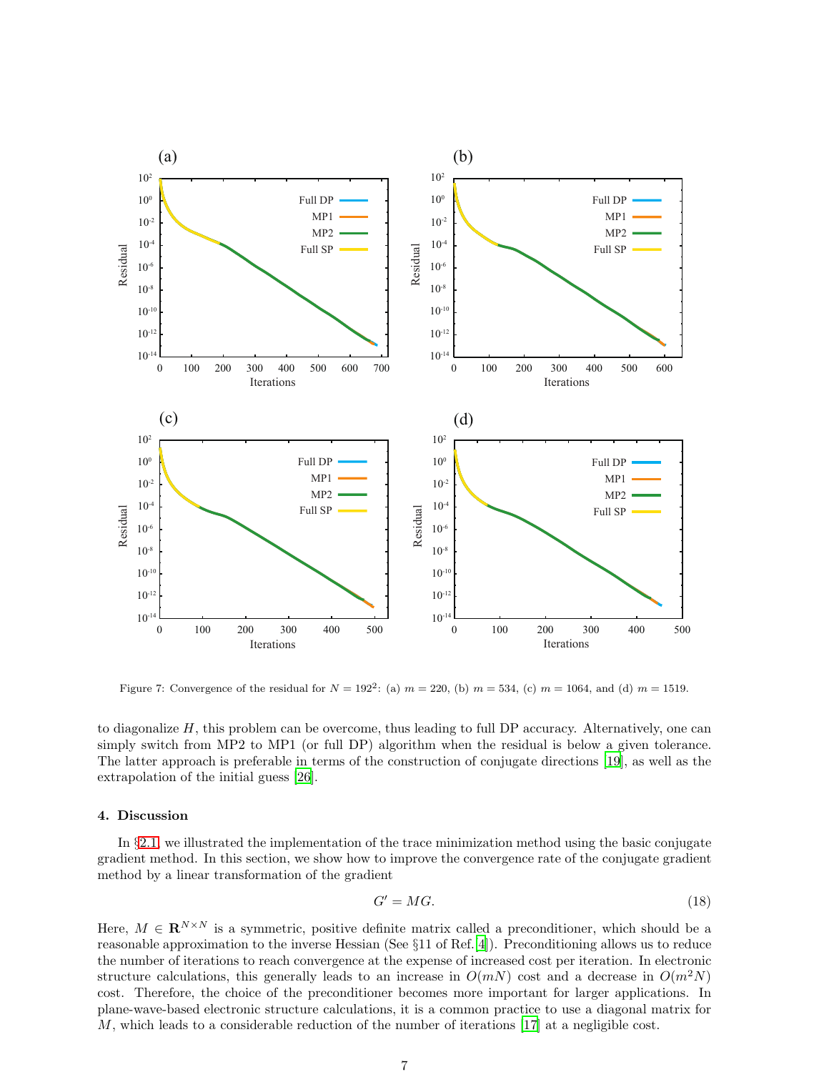Figure 7: Convergence of the residual for $N = 192^2$: (a) $m = 220$, (b) $m = 534$, (c) $m = 1064$, and (d) $m = 1519$.

to diagonalize $H$, this problem can be overcome, thus leading to full DP accuracy. Alternatively, one can simply switch from MP2 to MP1 (or full DP) algorithm when the residual is below a given tolerance. The latter approach is preferable in terms of the construction of conjugate directions [19], as well as the extrapolation of the initial guess [26].

## 4. Discussion

In §2.1, we illustrated the implementation of the trace minimization method using the basic conjugate gradient method. In this section, we show how to improve the convergence rate of the conjugate gradient method by a linear transformation of the gradient

$$G' = MG. \tag{18}$$

Here, $M \in \mathbf{R}^{N \times N}$ is a symmetric, positive definite matrix called a preconditioner, which should be a reasonable approximation to the inverse Hessian (See §11 of Ref. [4]). Preconditioning allows us to reduce the number of iterations to reach convergence at the expense of increased cost per iteration. In electronic structure calculations, this generally leads to an increase in $O(mN)$ cost and a decrease in $O(m^2 N)$ cost. Therefore, the choice of the preconditioner becomes more important for larger applications. In plane-wave-based electronic structure calculations, it is a common practice to use a diagonal matrix for $M$, which leads to a considerable reduction of the number of iterations [17] at a negligible cost.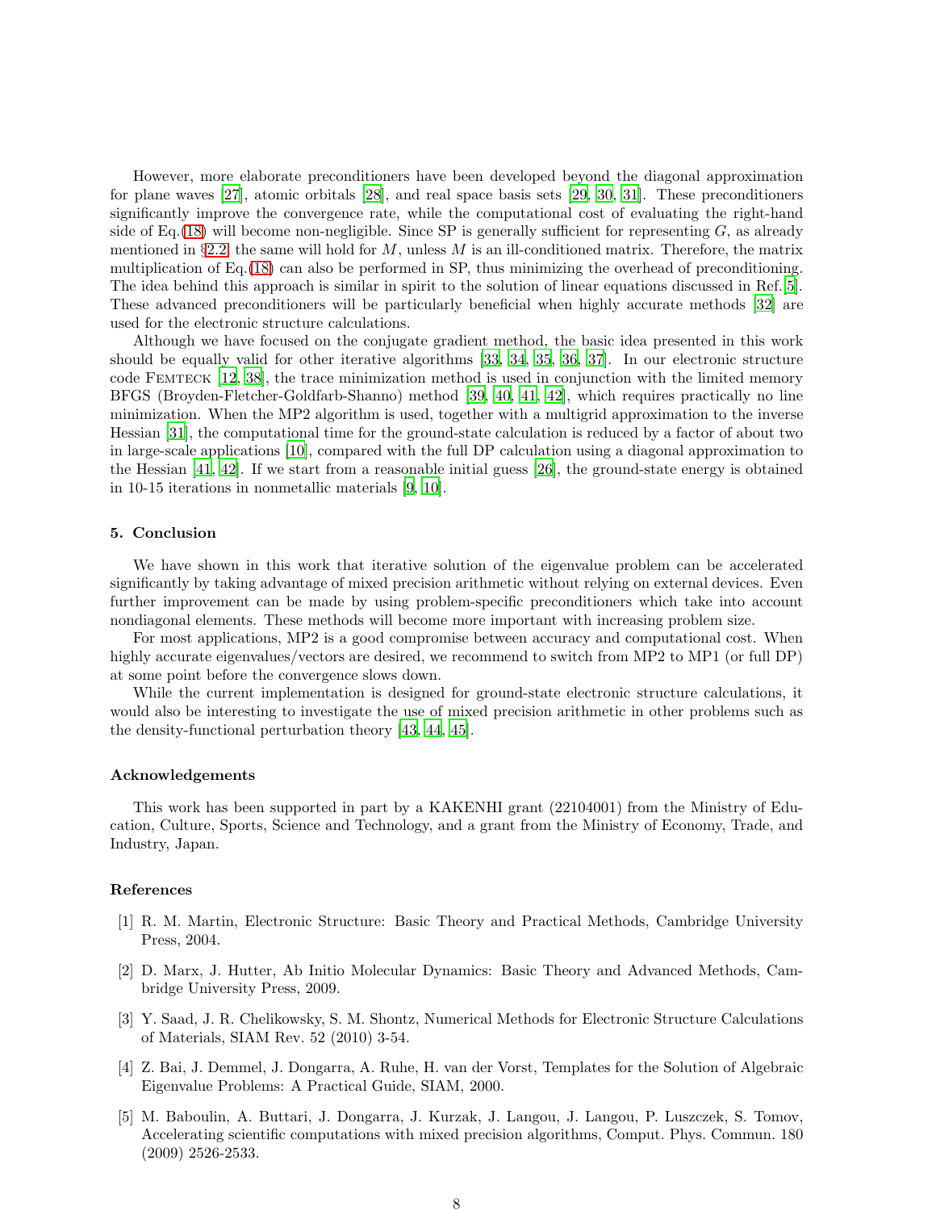However, more elaborate preconditioners have been developed beyond the diagonal approximation for plane waves [27], atomic orbitals [28], and real space basis sets [29, 30, 31]. These preconditioners significantly improve the convergence rate, while the computational cost of evaluating the right-hand side of Eq.(18) will become non-negligible. Since SP is generally sufficient for representing $G$, as already mentioned in §2.2, the same will hold for $M$, unless $M$ is an ill-conditioned matrix. Therefore, the matrix multiplication of Eq.(18) can also be performed in SP, thus minimizing the overhead of preconditioning. The idea behind this approach is similar in spirit to the solution of linear equations discussed in Ref.[5]. These advanced preconditioners will be particularly beneficial when highly accurate methods [32] are used for the electronic structure calculations.

Although we have focused on the conjugate gradient method, the basic idea presented in this work should be equally valid for other iterative algorithms [33, 34, 35, 36, 37]. In our electronic structure code FEMTECK [12, 38], the trace minimization method is used in conjunction with the limited memory BFGS (Broyden-Fletcher-Goldfarb-Shanno) method [39, 40, 41, 42], which requires practically no line minimization. When the MP2 algorithm is used, together with a multigrid approximation to the inverse Hessian [31], the computational time for the ground-state calculation is reduced by a factor of about two in large-scale applications [10], compared with the full DP calculation using a diagonal approximation to the Hessian [41, 42]. If we start from a reasonable initial guess [26], the ground-state energy is obtained in 10-15 iterations in nonmetallic materials [9, 10].

### 5. Conclusion

We have shown in this work that iterative solution of the eigenvalue problem can be accelerated significantly by taking advantage of mixed precision arithmetic without relying on external devices. Even further improvement can be made by using problem-specific preconditioners which take into account nondiagonal elements. These methods will become more important with increasing problem size.

For most applications, MP2 is a good compromise between accuracy and computational cost. When highly accurate eigenvalues/vectors are desired, we recommend to switch from MP2 to MP1 (or full DP) at some point before the convergence slows down.

While the current implementation is designed for ground-state electronic structure calculations, it would also be interesting to investigate the use of mixed precision arithmetic in other problems such as the density-functional perturbation theory [43, 44, 45].

### Acknowledgements

This work has been supported in part by a KAKENHI grant (22104001) from the Ministry of Education, Culture, Sports, Science and Technology, and a grant from the Ministry of Economy, Trade, and Industry, Japan.

### References

[1] R. M. Martin, Electronic Structure: Basic Theory and Practical Methods, Cambridge University Press, 2004.

[2] D. Marx, J. Hutter, Ab Initio Molecular Dynamics: Basic Theory and Advanced Methods, Cambridge University Press, 2009.

[3] Y. Saad, J. R. Chelikowsky, S. M. Shontz, Numerical Methods for Electronic Structure Calculations of Materials, SIAM Rev. 52 (2010) 3-54.

[4] Z. Bai, J. Demmel, J. Dongarra, A. Ruhe, H. van der Vorst, Templates for the Solution of Algebraic Eigenvalue Problems: A Practical Guide, SIAM, 2000.

[5] M. Baboulin, A. Buttari, J. Dongarra, J. Kurzak, J. Langou, J. Langou, P. Luszczek, S. Tomov, Accelerating scientific computations with mixed precision algorithms, Comput. Phys. Commun. 180 (2009) 2526-2533.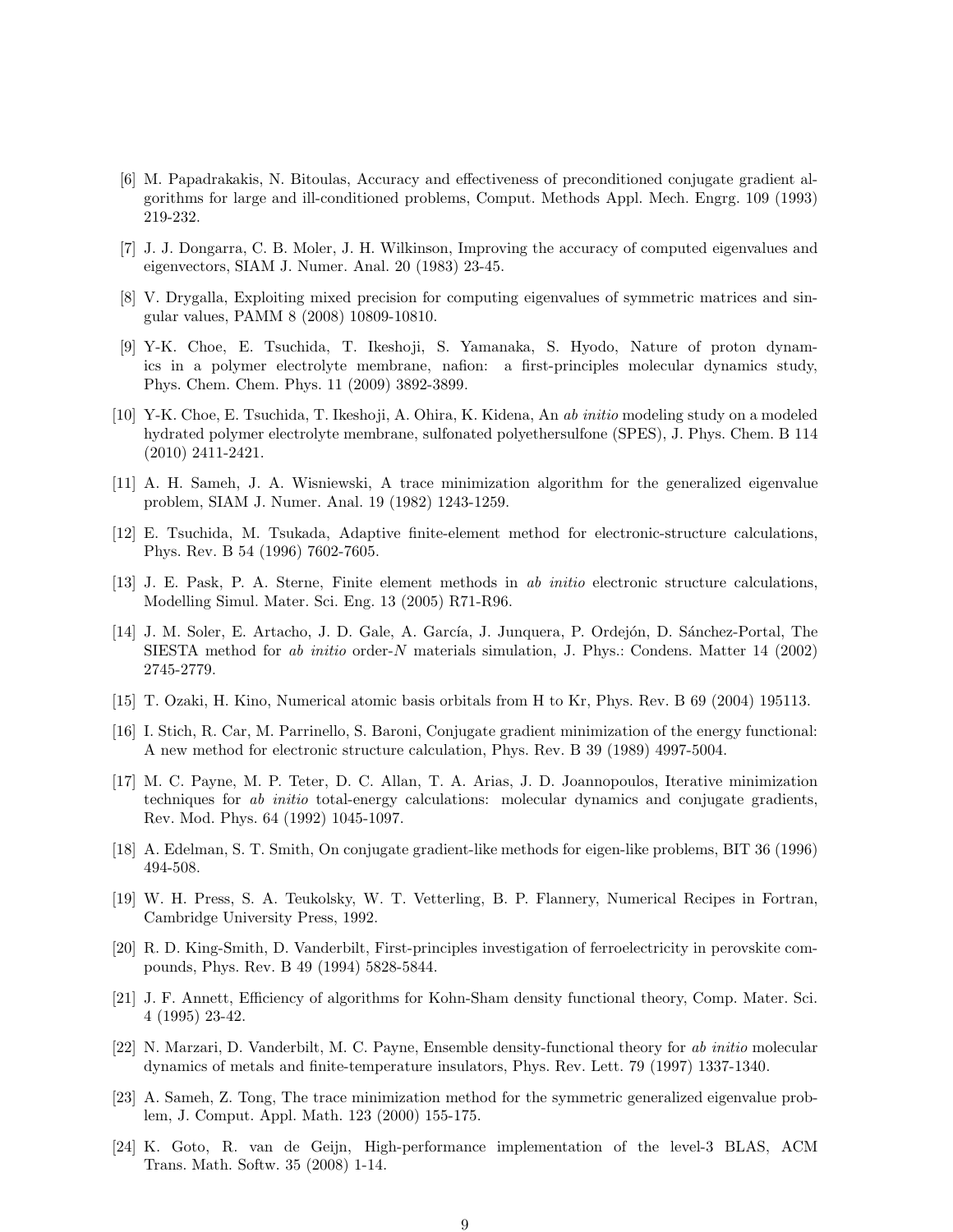[6] M. Papadrakakis, N. Bitoulas, Accuracy and effectiveness of preconditioned conjugate gradient algorithms for large and ill-conditioned problems, Comput. Methods Appl. Mech. Engrg. 109 (1993) 219-232.

[7] J. J. Dongarra, C. B. Moler, J. H. Wilkinson, Improving the accuracy of computed eigenvalues and eigenvectors, SIAM J. Numer. Anal. 20 (1983) 23-45.

[8] V. Drygalla, Exploiting mixed precision for computing eigenvalues of symmetric matrices and singular values, PAMM 8 (2008) 10809-10810.

[9] Y-K. Choe, E. Tsuchida, T. Ikeshoji, S. Yamanaka, S. Hyodo, Nature of proton dynamics in a polymer electrolyte membrane, nafion: a first-principles molecular dynamics study, Phys. Chem. Chem. Phys. 11 (2009) 3892-3899.

[10] Y-K. Choe, E. Tsuchida, T. Ikeshoji, A. Ohira, K. Kidena, An *ab initio* modeling study on a modeled hydrated polymer electrolyte membrane, sulfonated polyethersulfone (SPES), J. Phys. Chem. B 114 (2010) 2411-2421.

[11] A. H. Sameh, J. A. Wisniewski, A trace minimization algorithm for the generalized eigenvalue problem, SIAM J. Numer. Anal. 19 (1982) 1243-1259.

[12] E. Tsuchida, M. Tsukada, Adaptive finite-element method for electronic-structure calculations, Phys. Rev. B 54 (1996) 7602-7605.

[13] J. E. Pask, P. A. Sterne, Finite element methods in *ab initio* electronic structure calculations, Modelling Simul. Mater. Sci. Eng. 13 (2005) R71-R96.

[14] J. M. Soler, E. Artacho, J. D. Gale, A. García, J. Junquera, P. Ordejón, D. Sánchez-Portal, The SIESTA method for *ab initio* order-$N$ materials simulation, J. Phys.: Condens. Matter 14 (2002) 2745-2779.

[15] T. Ozaki, H. Kino, Numerical atomic basis orbitals from H to Kr, Phys. Rev. B 69 (2004) 195113.

[16] I. Stich, R. Car, M. Parrinello, S. Baroni, Conjugate gradient minimization of the energy functional: A new method for electronic structure calculation, Phys. Rev. B 39 (1989) 4997-5004.

[17] M. C. Payne, M. P. Teter, D. C. Allan, T. A. Arias, J. D. Joannopoulos, Iterative minimization techniques for *ab initio* total-energy calculations: molecular dynamics and conjugate gradients, Rev. Mod. Phys. 64 (1992) 1045-1097.

[18] A. Edelman, S. T. Smith, On conjugate gradient-like methods for eigen-like problems, BIT 36 (1996) 494-508.

[19] W. H. Press, S. A. Teukolsky, W. T. Vetterling, B. P. Flannery, Numerical Recipes in Fortran, Cambridge University Press, 1992.

[20] R. D. King-Smith, D. Vanderbilt, First-principles investigation of ferroelectricity in perovskite compounds, Phys. Rev. B 49 (1994) 5828-5844.

[21] J. F. Annett, Efficiency of algorithms for Kohn-Sham density functional theory, Comp. Mater. Sci. 4 (1995) 23-42.

[22] N. Marzari, D. Vanderbilt, M. C. Payne, Ensemble density-functional theory for *ab initio* molecular dynamics of metals and finite-temperature insulators, Phys. Rev. Lett. 79 (1997) 1337-1340.

[23] A. Sameh, Z. Tong, The trace minimization method for the symmetric generalized eigenvalue problem, J. Comput. Appl. Math. 123 (2000) 155-175.

[24] K. Goto, R. van de Geijn, High-performance implementation of the level-3 BLAS, ACM Trans. Math. Softw. 35 (2008) 1-14.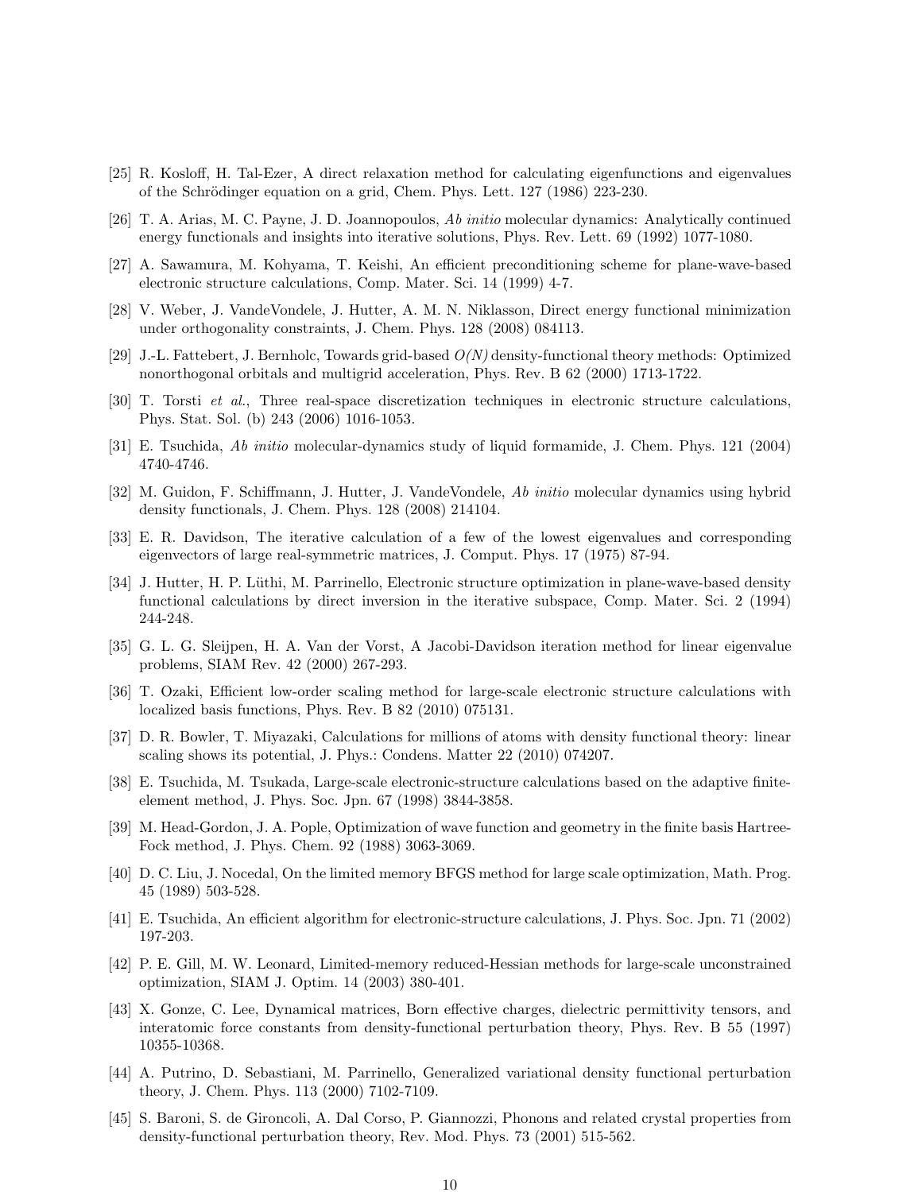[25] R. Kosloff, H. Tal-Ezer, A direct relaxation method for calculating eigenfunctions and eigenvalues of the Schrödinger equation on a grid, Chem. Phys. Lett. 127 (1986) 223-230.

[26] T. A. Arias, M. C. Payne, J. D. Joannopoulos, *Ab initio* molecular dynamics: Analytically continued energy functionals and insights into iterative solutions, Phys. Rev. Lett. 69 (1992) 1077-1080.

[27] A. Sawamura, M. Kohyama, T. Keishi, An efficient preconditioning scheme for plane-wave-based electronic structure calculations, Comp. Mater. Sci. 14 (1999) 4-7.

[28] V. Weber, J. VandeVondele, J. Hutter, A. M. N. Niklasson, Direct energy functional minimization under orthogonality constraints, J. Chem. Phys. 128 (2008) 084113.

[29] J.-L. Fattebert, J. Bernholc, Towards grid-based *O(N)* density-functional theory methods: Optimized nonorthogonal orbitals and multigrid acceleration, Phys. Rev. B 62 (2000) 1713-1722.

[30] T. Torsti *et al.*, Three real-space discretization techniques in electronic structure calculations, Phys. Stat. Sol. (b) 243 (2006) 1016-1053.

[31] E. Tsuchida, *Ab initio* molecular-dynamics study of liquid formamide, J. Chem. Phys. 121 (2004) 4740-4746.

[32] M. Guidon, F. Schiffmann, J. Hutter, J. VandeVondele, *Ab initio* molecular dynamics using hybrid density functionals, J. Chem. Phys. 128 (2008) 214104.

[33] E. R. Davidson, The iterative calculation of a few of the lowest eigenvalues and corresponding eigenvectors of large real-symmetric matrices, J. Comput. Phys. 17 (1975) 87-94.

[34] J. Hutter, H. P. Lüthi, M. Parrinello, Electronic structure optimization in plane-wave-based density functional calculations by direct inversion in the iterative subspace, Comp. Mater. Sci. 2 (1994) 244-248.

[35] G. L. G. Sleijpen, H. A. Van der Vorst, A Jacobi-Davidson iteration method for linear eigenvalue problems, SIAM Rev. 42 (2000) 267-293.

[36] T. Ozaki, Efficient low-order scaling method for large-scale electronic structure calculations with localized basis functions, Phys. Rev. B 82 (2010) 075131.

[37] D. R. Bowler, T. Miyazaki, Calculations for millions of atoms with density functional theory: linear scaling shows its potential, J. Phys.: Condens. Matter 22 (2010) 074207.

[38] E. Tsuchida, M. Tsukada, Large-scale electronic-structure calculations based on the adaptive finite-element method, J. Phys. Soc. Jpn. 67 (1998) 3844-3858.

[39] M. Head-Gordon, J. A. Pople, Optimization of wave function and geometry in the finite basis Hartree-Fock method, J. Phys. Chem. 92 (1988) 3063-3069.

[40] D. C. Liu, J. Nocedal, On the limited memory BFGS method for large scale optimization, Math. Prog. 45 (1989) 503-528.

[41] E. Tsuchida, An efficient algorithm for electronic-structure calculations, J. Phys. Soc. Jpn. 71 (2002) 197-203.

[42] P. E. Gill, M. W. Leonard, Limited-memory reduced-Hessian methods for large-scale unconstrained optimization, SIAM J. Optim. 14 (2003) 380-401.

[43] X. Gonze, C. Lee, Dynamical matrices, Born effective charges, dielectric permittivity tensors, and interatomic force constants from density-functional perturbation theory, Phys. Rev. B 55 (1997) 10355-10368.

[44] A. Putrino, D. Sebastiani, M. Parrinello, Generalized variational density functional perturbation theory, J. Chem. Phys. 113 (2000) 7102-7109.

[45] S. Baroni, S. de Gironcoli, A. Dal Corso, P. Giannozzi, Phonons and related crystal properties from density-functional perturbation theory, Rev. Mod. Phys. 73 (2001) 515-562.